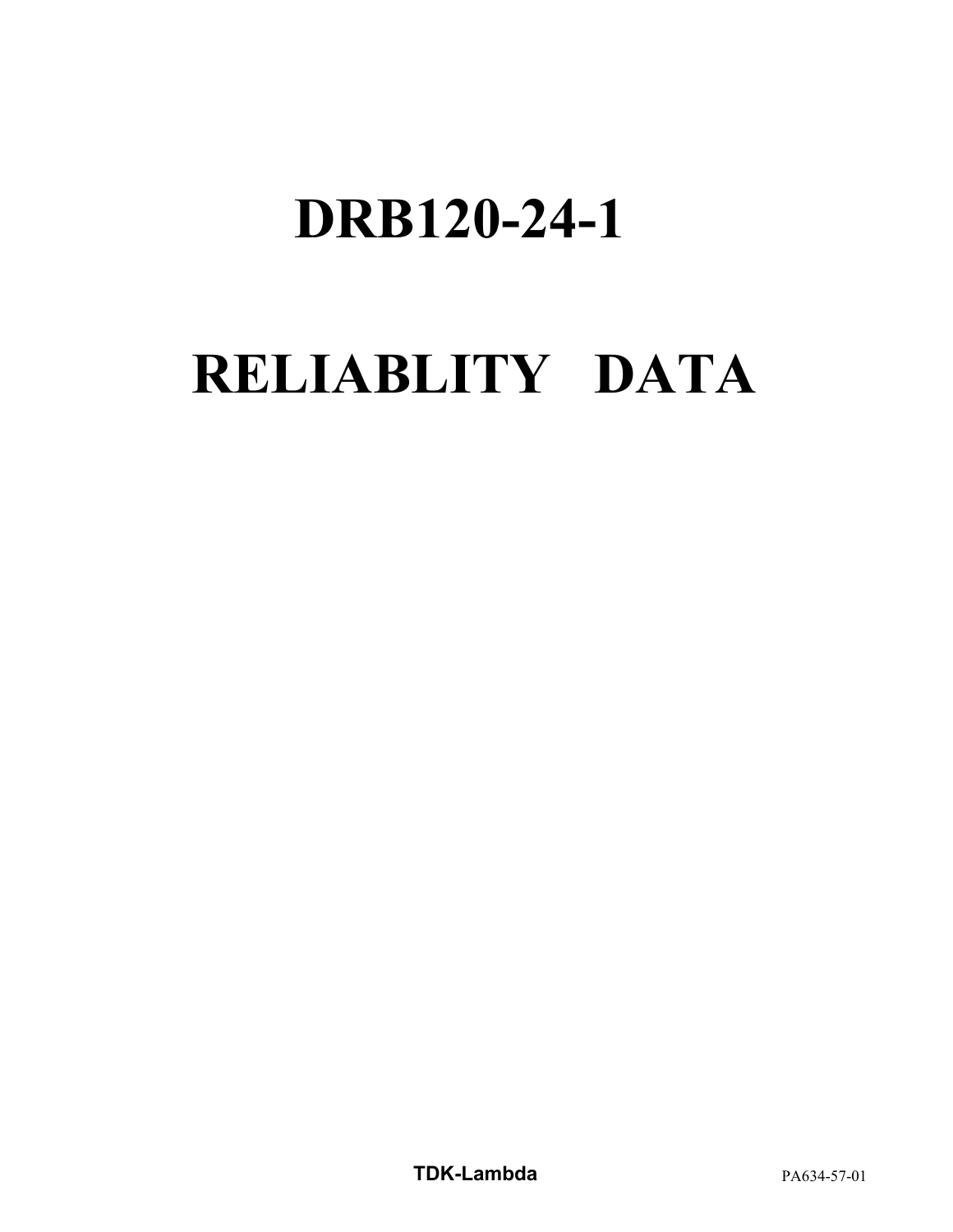# DRB120-24-1

# RELIABLITY DATA

**TDK-Lambda** PA634-57-01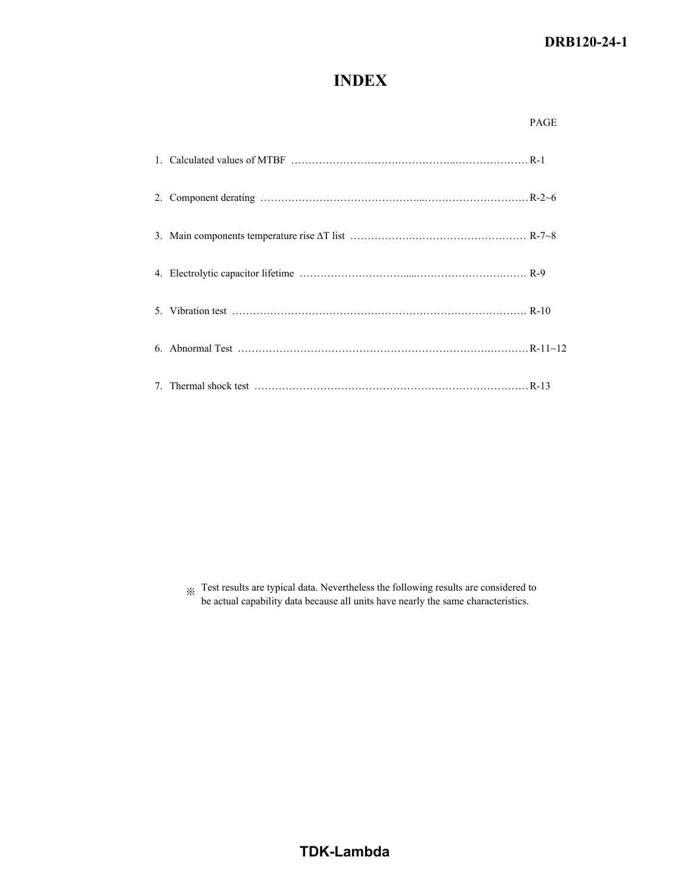# INDEX

| | PAGE |
|---|---|
| 1. Calculated values of MTBF | R-1 |
| 2. Component derating | R-2~6 |
| 3. Main components temperature rise ΔT list | R-7~8 |
| 4. Electrolytic capacitor lifetime | R-9 |
| 5. Vibration test | R-10 |
| 6. Abnormal Test | R-11~12 |
| 7. Thermal shock test | R-13 |

※ Test results are typical data. Nevertheless the following results are considered to be actual capability data because all units have nearly the same characteristics.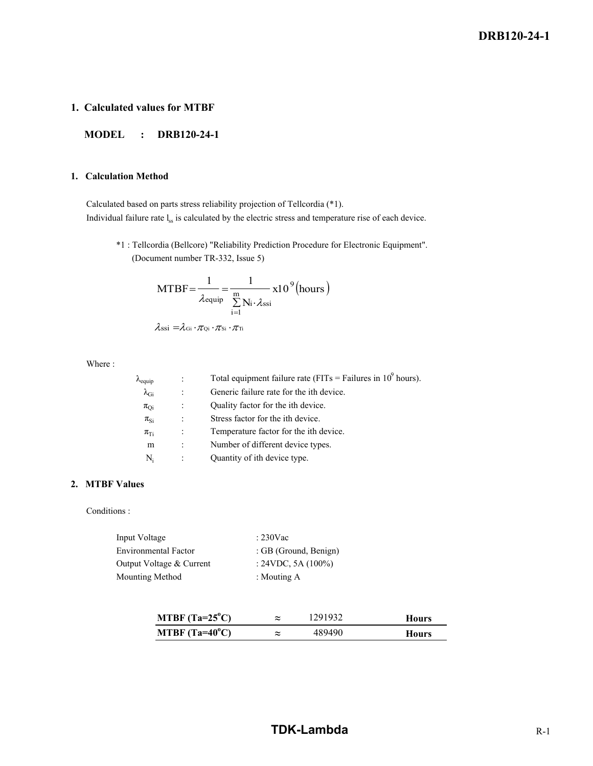## 1. Calculated values for MTBF

**MODEL : DRB120-24-1**

### 1. Calculation Method

Calculated based on parts stress reliability projection of Tellcordia (*1).
Individual failure rate $l_{ss}$ is calculated by the electric stress and temperature rise of each device.

*1 : Tellcordia (Bellcore) "Reliability Prediction Procedure for Electronic Equipment".
(Document number TR-332, Issue 5)

$$\text{MTBF} = \frac{1}{\lambda_{\text{equip}}} = \frac{1}{\sum_{i=1}^{m} N_i \cdot \lambda_{ssi}} \text{x}10^9 (\text{hours})$$

$$\lambda_{ssi} = \lambda_{Gi} \cdot \pi_{Qi} \cdot \pi_{Si} \cdot \pi_{Ti}$$

Where :

| | | |
|---|---|---|
| $\lambda_{equip}$ | : | Total equipment failure rate (FITs = Failures in $10^9$ hours). |
| $\lambda_{Gi}$ | : | Generic failure rate for the ith device. |
| $\pi_{Qi}$ | : | Quality factor for the ith device. |
| $\pi_{Si}$ | : | Stress factor for the ith device. |
| $\pi_{Ti}$ | : | Temperature factor for the ith device. |
| m | : | Number of different device types. |
| $N_i$ | : | Quantity of ith device type. |

### 2. MTBF Values

Conditions :

| | |
|---|---|
| Input Voltage | : 230Vac |
| Environmental Factor | : GB (Ground, Benign) |
| Output Voltage & Current | : 24VDC, 5A (100%) |
| Mounting Method | : Mouting A |

| | | | |
|---|---|---|---|
| **MTBF (Ta=25°C)** | ≈ | 1291932 | **Hours** |
| **MTBF (Ta=40°C)** | ≈ | 489490 | **Hours** |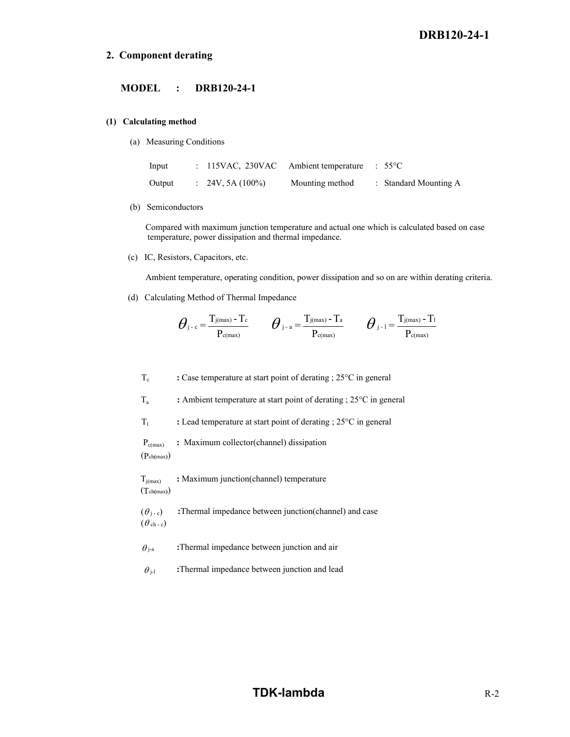## 2. Component derating

**MODEL : DRB120-24-1**

### (1) Calculating method

(a) Measuring Conditions

| | | | |
|---|---|---|---|
| Input | : 115VAC, 230VAC | Ambient temperature | : 55°C |
| Output | : 24V, 5A (100%) | Mounting method | : Standard Mounting A |

(b) Semiconductors

Compared with maximum junction temperature and actual one which is calculated based on case temperature, power dissipation and thermal impedance.

(c) IC, Resistors, Capacitors, etc.

Ambient temperature, operating condition, power dissipation and so on are within derating criteria.

(d) Calculating Method of Thermal Impedance

$$\theta_{j-c} = \frac{T_{j(max)} - T_c}{P_{c(max)}} \qquad \theta_{j-a} = \frac{T_{j(max)} - T_a}{P_{c(max)}} \qquad \theta_{j-l} = \frac{T_{j(max)} - T_l}{P_{c(max)}}$$

$T_c$ **:** Case temperature at start point of derating ; 25°C in general

$T_a$ **:** Ambient temperature at start point of derating ; 25°C in general

$T_l$ **:** Lead temperature at start point of derating ; 25°C in general

$P_{c(max)}$ ($P_{ch(max)}$) **:** Maximum collector(channel) dissipation

$T_{j(max)}$ ($T_{ch(max)}$) **:** Maximum junction(channel) temperature

($\theta_{j-c}$) ($\theta_{ch-c}$) **:** Thermal impedance between junction(channel) and case

$\theta_{j-a}$ **:** Thermal impedance between junction and air

$\theta_{j-l}$ **:** Thermal impedance between junction and lead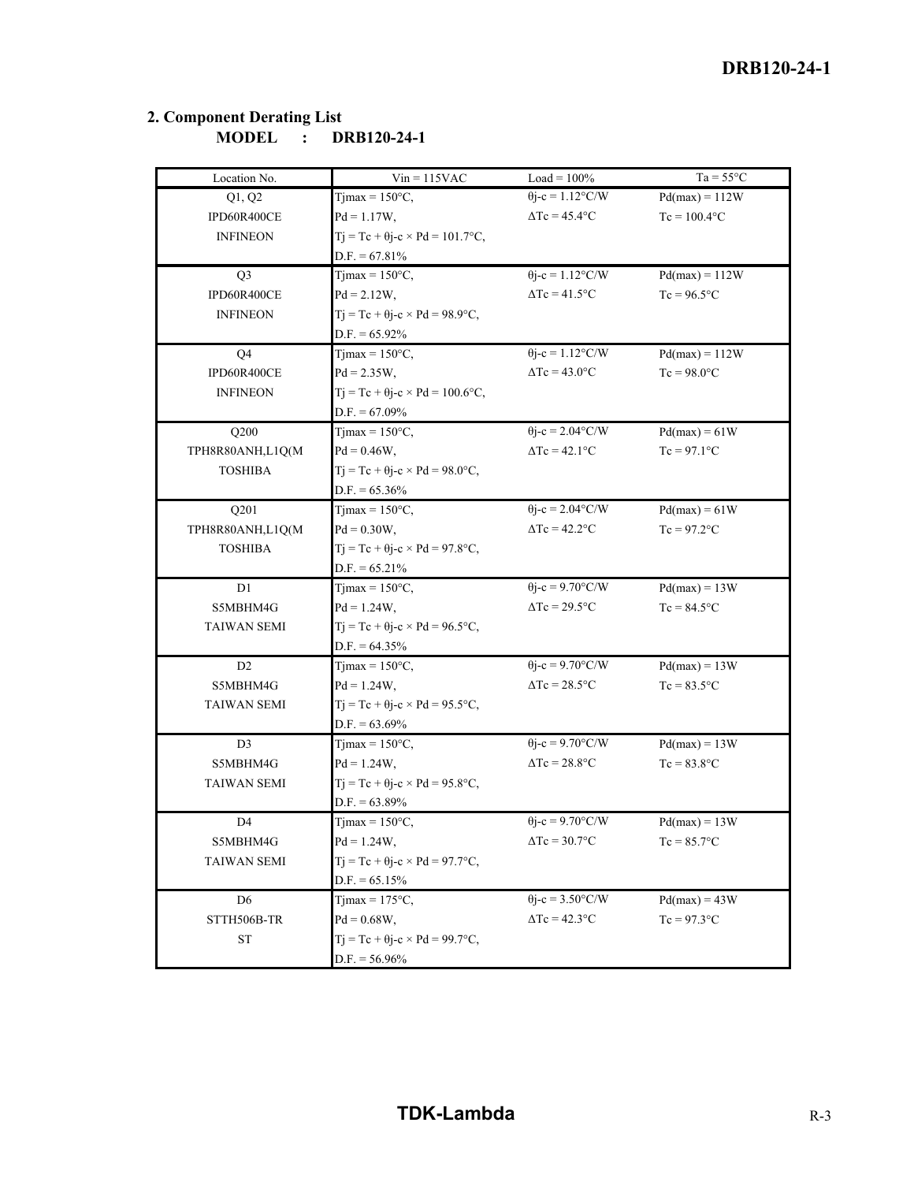## 2. Component Derating List

**MODEL : DRB120-24-1**

| Location No. | Vin = 115VAC | Load = 100% | Ta = 55°C |
|---|---|---|---|
| Q1, Q2<br>IPD60R400CE<br>INFINEON | Tjmax = 150°C,<br>Pd = 1.17W,<br>Tj = Tc + θj-c × Pd = 101.7°C,<br>D.F. = 67.81% | θj-c = 1.12°C/W<br>ΔTc = 45.4°C | Pd(max) = 112W<br>Tc = 100.4°C |
| Q3<br>IPD60R400CE<br>INFINEON | Tjmax = 150°C,<br>Pd = 2.12W,<br>Tj = Tc + θj-c × Pd = 98.9°C,<br>D.F. = 65.92% | θj-c = 1.12°C/W<br>ΔTc = 41.5°C | Pd(max) = 112W<br>Tc = 96.5°C |
| Q4<br>IPD60R400CE<br>INFINEON | Tjmax = 150°C,<br>Pd = 2.35W,<br>Tj = Tc + θj-c × Pd = 100.6°C,<br>D.F. = 67.09% | θj-c = 1.12°C/W<br>ΔTc = 43.0°C | Pd(max) = 112W<br>Tc = 98.0°C |
| Q200<br>TPH8R80ANH,L1Q(M<br>TOSHIBA | Tjmax = 150°C,<br>Pd = 0.46W,<br>Tj = Tc + θj-c × Pd = 98.0°C,<br>D.F. = 65.36% | θj-c = 2.04°C/W<br>ΔTc = 42.1°C | Pd(max) = 61W<br>Tc = 97.1°C |
| Q201<br>TPH8R80ANH,L1Q(M<br>TOSHIBA | Tjmax = 150°C,<br>Pd = 0.30W,<br>Tj = Tc + θj-c × Pd = 97.8°C,<br>D.F. = 65.21% | θj-c = 2.04°C/W<br>ΔTc = 42.2°C | Pd(max) = 61W<br>Tc = 97.2°C |
| D1<br>S5MBHM4G<br>TAIWAN SEMI | Tjmax = 150°C,<br>Pd = 1.24W,<br>Tj = Tc + θj-c × Pd = 96.5°C,<br>D.F. = 64.35% | θj-c = 9.70°C/W<br>ΔTc = 29.5°C | Pd(max) = 13W<br>Tc = 84.5°C |
| D2<br>S5MBHM4G<br>TAIWAN SEMI | Tjmax = 150°C,<br>Pd = 1.24W,<br>Tj = Tc + θj-c × Pd = 95.5°C,<br>D.F. = 63.69% | θj-c = 9.70°C/W<br>ΔTc = 28.5°C | Pd(max) = 13W<br>Tc = 83.5°C |
| D3<br>S5MBHM4G<br>TAIWAN SEMI | Tjmax = 150°C,<br>Pd = 1.24W,<br>Tj = Tc + θj-c × Pd = 95.8°C,<br>D.F. = 63.89% | θj-c = 9.70°C/W<br>ΔTc = 28.8°C | Pd(max) = 13W<br>Tc = 83.8°C |
| D4<br>S5MBHM4G<br>TAIWAN SEMI | Tjmax = 150°C,<br>Pd = 1.24W,<br>Tj = Tc + θj-c × Pd = 97.7°C,<br>D.F. = 65.15% | θj-c = 9.70°C/W<br>ΔTc = 30.7°C | Pd(max) = 13W<br>Tc = 85.7°C |
| D6<br>STTH506B-TR<br>ST | Tjmax = 175°C,<br>Pd = 0.68W,<br>Tj = Tc + θj-c × Pd = 99.7°C,<br>D.F. = 56.96% | θj-c = 3.50°C/W<br>ΔTc = 42.3°C | Pd(max) = 43W<br>Tc = 97.3°C |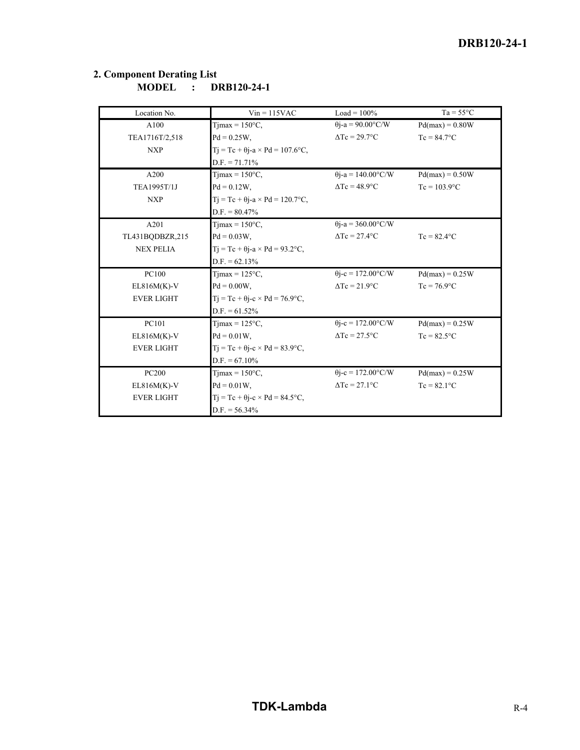## 2. Component Derating List

**MODEL : DRB120-24-1**

| Location No. | Vin = 115VAC | Load = 100% | Ta = 55°C |
|---|---|---|---|
| A100<br>TEA1716T/2,518<br>NXP | Tjmax = 150°C,<br>Pd = 0.25W,<br>Tj = Tc + θj-a × Pd = 107.6°C,<br>D.F. = 71.71% | θj-a = 90.00°C/W<br>ΔTc = 29.7°C | Pd(max) = 0.80W<br>Tc = 84.7°C |
| A200<br>TEA1995T/1J<br>NXP | Tjmax = 150°C,<br>Pd = 0.12W,<br>Tj = Tc + θj-a × Pd = 120.7°C,<br>D.F. = 80.47% | θj-a = 140.00°C/W<br>ΔTc = 48.9°C | Pd(max) = 0.50W<br>Tc = 103.9°C |
| A201<br>TL431BQDBZR,215<br>NEX PELIA | Tjmax = 150°C,<br>Pd = 0.03W,<br>Tj = Tc + θj-a × Pd = 93.2°C,<br>D.F. = 62.13% | θj-a = 360.00°C/W<br>ΔTc = 27.4°C | Tc = 82.4°C |
| PC100<br>EL816M(K)-V<br>EVER LIGHT | Tjmax = 125°C,<br>Pd = 0.00W,<br>Tj = Tc + θj-c × Pd = 76.9°C,<br>D.F. = 61.52% | θj-c = 172.00°C/W<br>ΔTc = 21.9°C | Pd(max) = 0.25W<br>Tc = 76.9°C |
| PC101<br>EL816M(K)-V<br>EVER LIGHT | Tjmax = 125°C,<br>Pd = 0.01W,<br>Tj = Tc + θj-c × Pd = 83.9°C,<br>D.F. = 67.10% | θj-c = 172.00°C/W<br>ΔTc = 27.5°C | Pd(max) = 0.25W<br>Tc = 82.5°C |
| PC200<br>EL816M(K)-V<br>EVER LIGHT | Tjmax = 150°C,<br>Pd = 0.01W,<br>Tj = Tc + θj-c × Pd = 84.5°C,<br>D.F. = 56.34% | θj-c = 172.00°C/W<br>ΔTc = 27.1°C | Pd(max) = 0.25W<br>Tc = 82.1°C |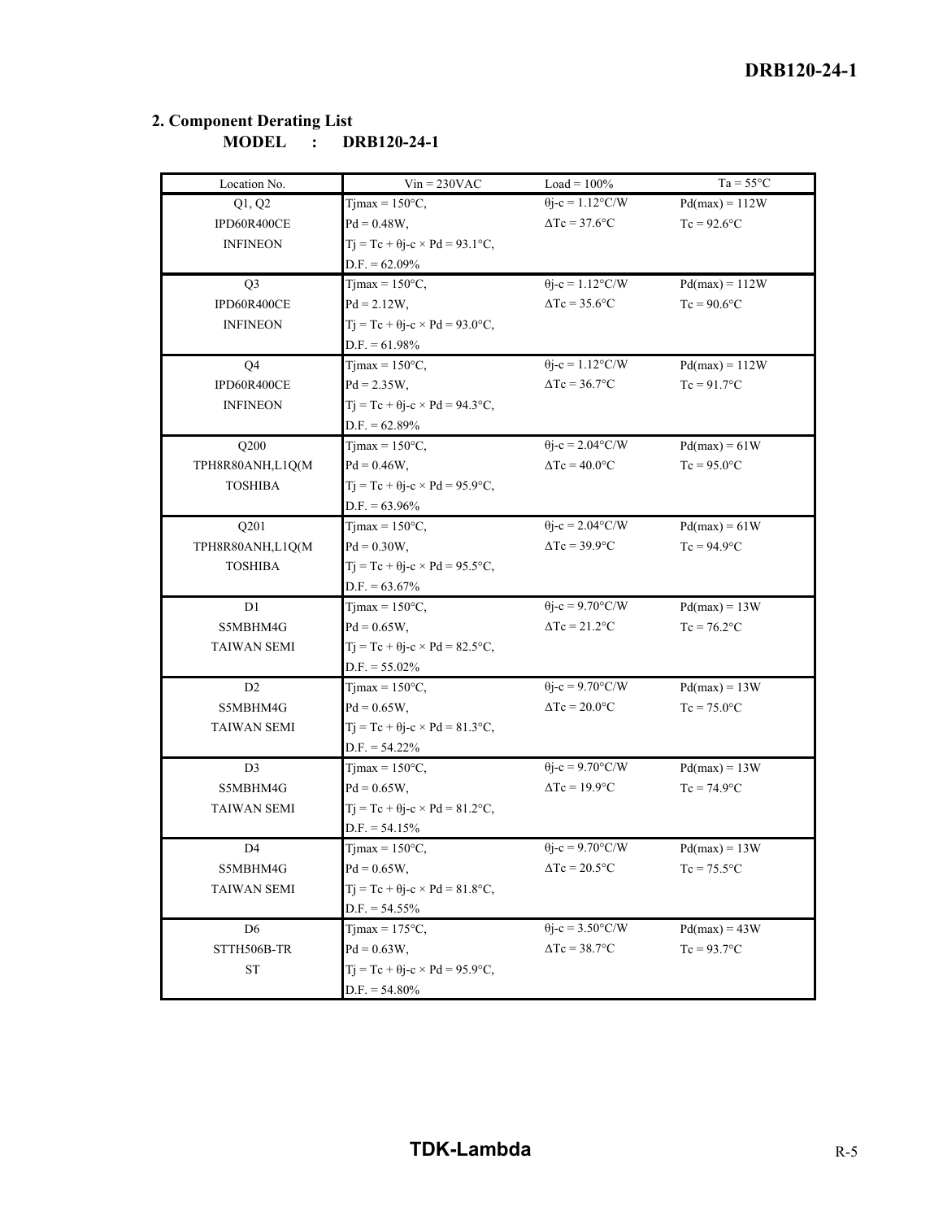## 2. Component Derating List

**MODEL : DRB120-24-1**

| Location No. | Vin = 230VAC | Load = 100% | Ta = 55°C |
|---|---|---|---|
| Q1, Q2<br>IPD60R400CE<br>INFINEON | Tjmax = 150°C,<br>Pd = 0.48W,<br>Tj = Tc + θj-c × Pd = 93.1°C,<br>D.F. = 62.09% | θj-c = 1.12°C/W<br>ΔTc = 37.6°C | Pd(max) = 112W<br>Tc = 92.6°C |
| Q3<br>IPD60R400CE<br>INFINEON | Tjmax = 150°C,<br>Pd = 2.12W,<br>Tj = Tc + θj-c × Pd = 93.0°C,<br>D.F. = 61.98% | θj-c = 1.12°C/W<br>ΔTc = 35.6°C | Pd(max) = 112W<br>Tc = 90.6°C |
| Q4<br>IPD60R400CE<br>INFINEON | Tjmax = 150°C,<br>Pd = 2.35W,<br>Tj = Tc + θj-c × Pd = 94.3°C,<br>D.F. = 62.89% | θj-c = 1.12°C/W<br>ΔTc = 36.7°C | Pd(max) = 112W<br>Tc = 91.7°C |
| Q200<br>TPH8R80ANH,L1Q(M<br>TOSHIBA | Tjmax = 150°C,<br>Pd = 0.46W,<br>Tj = Tc + θj-c × Pd = 95.9°C,<br>D.F. = 63.96% | θj-c = 2.04°C/W<br>ΔTc = 40.0°C | Pd(max) = 61W<br>Tc = 95.0°C |
| Q201<br>TPH8R80ANH,L1Q(M<br>TOSHIBA | Tjmax = 150°C,<br>Pd = 0.30W,<br>Tj = Tc + θj-c × Pd = 95.5°C,<br>D.F. = 63.67% | θj-c = 2.04°C/W<br>ΔTc = 39.9°C | Pd(max) = 61W<br>Tc = 94.9°C |
| D1<br>S5MBHM4G<br>TAIWAN SEMI | Tjmax = 150°C,<br>Pd = 0.65W,<br>Tj = Tc + θj-c × Pd = 82.5°C,<br>D.F. = 55.02% | θj-c = 9.70°C/W<br>ΔTc = 21.2°C | Pd(max) = 13W<br>Tc = 76.2°C |
| D2<br>S5MBHM4G<br>TAIWAN SEMI | Tjmax = 150°C,<br>Pd = 0.65W,<br>Tj = Tc + θj-c × Pd = 81.3°C,<br>D.F. = 54.22% | θj-c = 9.70°C/W<br>ΔTc = 20.0°C | Pd(max) = 13W<br>Tc = 75.0°C |
| D3<br>S5MBHM4G<br>TAIWAN SEMI | Tjmax = 150°C,<br>Pd = 0.65W,<br>Tj = Tc + θj-c × Pd = 81.2°C,<br>D.F. = 54.15% | θj-c = 9.70°C/W<br>ΔTc = 19.9°C | Pd(max) = 13W<br>Tc = 74.9°C |
| D4<br>S5MBHM4G<br>TAIWAN SEMI | Tjmax = 150°C,<br>Pd = 0.65W,<br>Tj = Tc + θj-c × Pd = 81.8°C,<br>D.F. = 54.55% | θj-c = 9.70°C/W<br>ΔTc = 20.5°C | Pd(max) = 13W<br>Tc = 75.5°C |
| D6<br>STTH506B-TR<br>ST | Tjmax = 175°C,<br>Pd = 0.63W,<br>Tj = Tc + θj-c × Pd = 95.9°C,<br>D.F. = 54.80% | θj-c = 3.50°C/W<br>ΔTc = 38.7°C | Pd(max) = 43W<br>Tc = 93.7°C |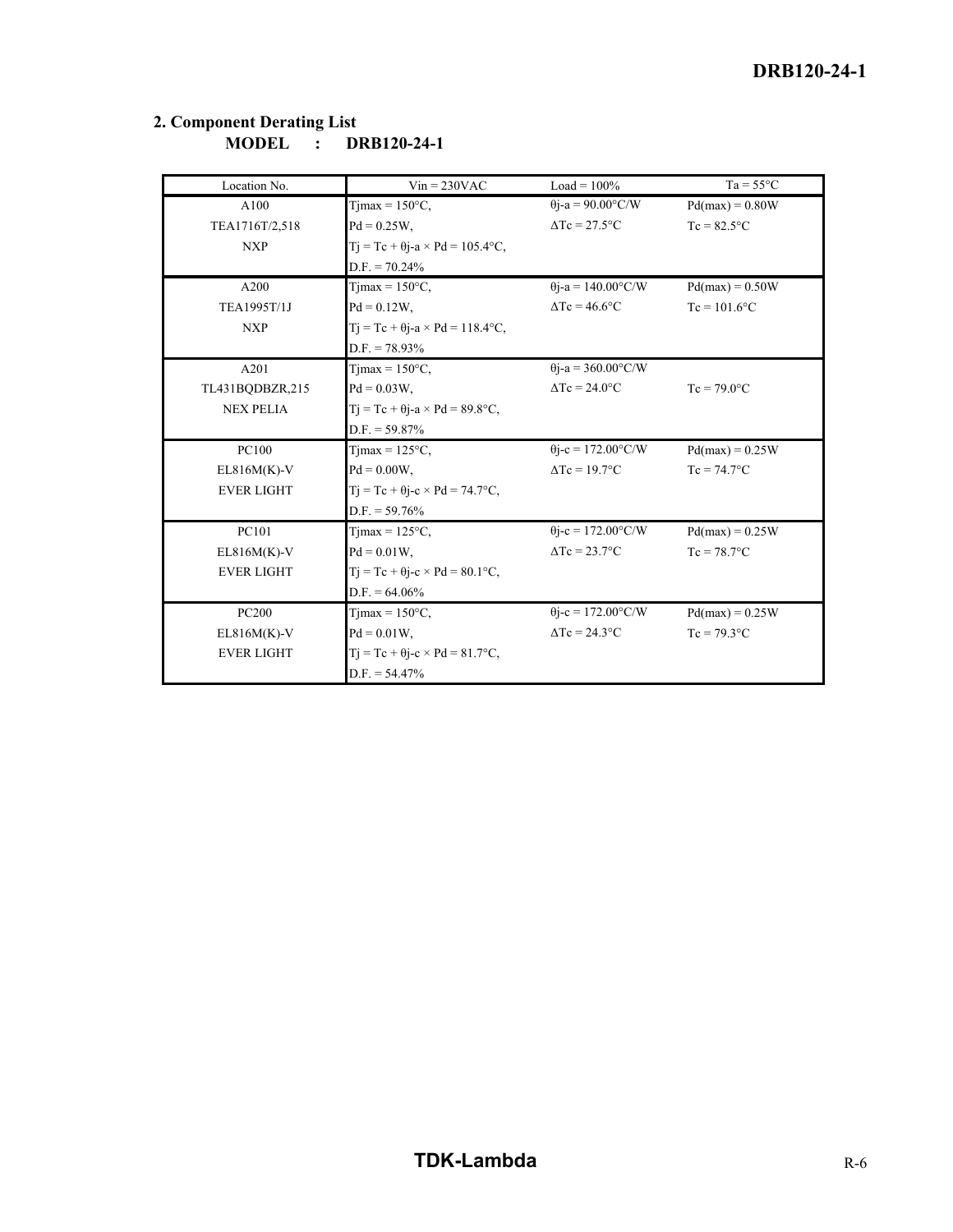## 2. Component Derating List

**MODEL : DRB120-24-1**

| Location No. | Vin = 230VAC | Load = 100% | Ta = 55°C |
|---|---|---|---|
| A100<br>TEA1716T/2,518<br>NXP | Tjmax = 150°C,<br>Pd = 0.25W,<br>Tj = Tc + θj-a × Pd = 105.4°C,<br>D.F. = 70.24% | θj-a = 90.00°C/W<br>ΔTc = 27.5°C | Pd(max) = 0.80W<br>Tc = 82.5°C |
| A200<br>TEA1995T/1J<br>NXP | Tjmax = 150°C,<br>Pd = 0.12W,<br>Tj = Tc + θj-a × Pd = 118.4°C,<br>D.F. = 78.93% | θj-a = 140.00°C/W<br>ΔTc = 46.6°C | Pd(max) = 0.50W<br>Tc = 101.6°C |
| A201<br>TL431BQDBZR,215<br>NEX PELIA | Tjmax = 150°C,<br>Pd = 0.03W,<br>Tj = Tc + θj-a × Pd = 89.8°C,<br>D.F. = 59.87% | θj-a = 360.00°C/W<br>ΔTc = 24.0°C | Tc = 79.0°C |
| PC100<br>EL816M(K)-V<br>EVER LIGHT | Tjmax = 125°C,<br>Pd = 0.00W,<br>Tj = Tc + θj-c × Pd = 74.7°C,<br>D.F. = 59.76% | θj-c = 172.00°C/W<br>ΔTc = 19.7°C | Pd(max) = 0.25W<br>Tc = 74.7°C |
| PC101<br>EL816M(K)-V<br>EVER LIGHT | Tjmax = 125°C,<br>Pd = 0.01W,<br>Tj = Tc + θj-c × Pd = 80.1°C,<br>D.F. = 64.06% | θj-c = 172.00°C/W<br>ΔTc = 23.7°C | Pd(max) = 0.25W<br>Tc = 78.7°C |
| PC200<br>EL816M(K)-V<br>EVER LIGHT | Tjmax = 150°C,<br>Pd = 0.01W,<br>Tj = Tc + θj-c × Pd = 81.7°C,<br>D.F. = 54.47% | θj-c = 172.00°C/W<br>ΔTc = 24.3°C | Pd(max) = 0.25W<br>Tc = 79.3°C |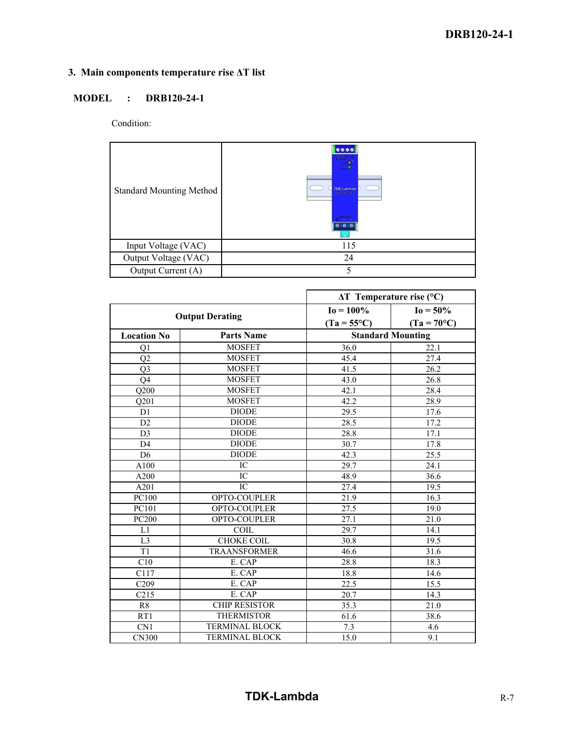## 3. Main components temperature rise ΔT list

**MODEL : DRB120-24-1**

Condition:

| Standard Mounting Method | |
|---|---|
| Input Voltage (VAC) | 115 |
| Output Voltage (VAC) | 24 |
| Output Current (A) | 5 |

| Output Derating | | ΔT Temperature rise (°C) Io = 100% (Ta = 55°C) | ΔT Temperature rise (°C) Io = 50% (Ta = 70°C) |
|---|---|---|---|
| **Location No** | **Parts Name** | **Standard Mounting** | |
| Q1 | MOSFET | 36.0 | 22.1 |
| Q2 | MOSFET | 45.4 | 27.4 |
| Q3 | MOSFET | 41.5 | 26.2 |
| Q4 | MOSFET | 43.0 | 26.8 |
| Q200 | MOSFET | 42.1 | 28.4 |
| Q201 | MOSFET | 42.2 | 28.9 |
| D1 | DIODE | 29.5 | 17.6 |
| D2 | DIODE | 28.5 | 17.2 |
| D3 | DIODE | 28.8 | 17.1 |
| D4 | DIODE | 30.7 | 17.8 |
| D6 | DIODE | 42.3 | 25.5 |
| A100 | IC | 29.7 | 24.1 |
| A200 | IC | 48.9 | 36.6 |
| A201 | IC | 27.4 | 19.5 |
| PC100 | OPTO-COUPLER | 21.9 | 16.3 |
| PC101 | OPTO-COUPLER | 27.5 | 19.0 |
| PC200 | OPTO-COUPLER | 27.1 | 21.0 |
| L1 | COIL | 29.7 | 14.1 |
| L3 | CHOKE COIL | 30.8 | 19.5 |
| T1 | TRAANSFORMER | 46.6 | 31.6 |
| C10 | E. CAP | 28.8 | 18.3 |
| C117 | E. CAP | 18.8 | 14.6 |
| C209 | E. CAP | 22.5 | 15.5 |
| C215 | E. CAP | 20.7 | 14.3 |
| R8 | CHIP RESISTOR | 35.3 | 21.0 |
| RT1 | THERMISTOR | 61.6 | 38.6 |
| CN1 | TERMINAL BLOCK | 7.3 | 4.6 |
| CN300 | TERMINAL BLOCK | 15.0 | 9.1 |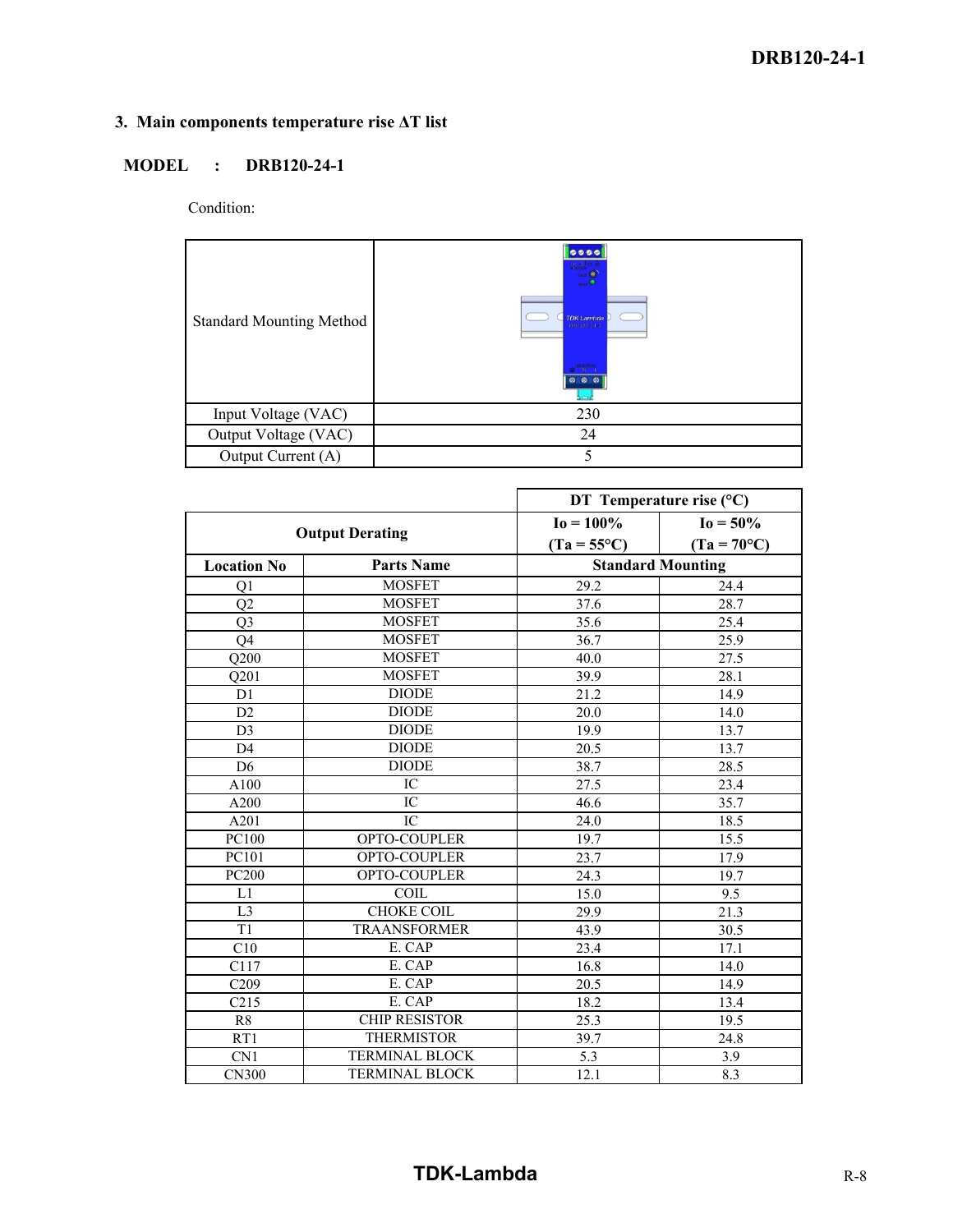## 3. Main components temperature rise ΔT list

**MODEL : DRB120-24-1**

Condition:

| Standard Mounting Method | |
|---|---|
| Input Voltage (VAC) | 230 |
| Output Voltage (VAC) | 24 |
| Output Current (A) | 5 |

| Output Derating | | DT Temperature rise (°C) Io = 100% (Ta = 55°C) | Io = 50% (Ta = 70°C) |
|---|---|---|---|
| **Location No** | **Parts Name** | **Standard Mounting** | |
| Q1 | MOSFET | 29.2 | 24.4 |
| Q2 | MOSFET | 37.6 | 28.7 |
| Q3 | MOSFET | 35.6 | 25.4 |
| Q4 | MOSFET | 36.7 | 25.9 |
| Q200 | MOSFET | 40.0 | 27.5 |
| Q201 | MOSFET | 39.9 | 28.1 |
| D1 | DIODE | 21.2 | 14.9 |
| D2 | DIODE | 20.0 | 14.0 |
| D3 | DIODE | 19.9 | 13.7 |
| D4 | DIODE | 20.5 | 13.7 |
| D6 | DIODE | 38.7 | 28.5 |
| A100 | IC | 27.5 | 23.4 |
| A200 | IC | 46.6 | 35.7 |
| A201 | IC | 24.0 | 18.5 |
| PC100 | OPTO-COUPLER | 19.7 | 15.5 |
| PC101 | OPTO-COUPLER | 23.7 | 17.9 |
| PC200 | OPTO-COUPLER | 24.3 | 19.7 |
| L1 | COIL | 15.0 | 9.5 |
| L3 | CHOKE COIL | 29.9 | 21.3 |
| T1 | TRAANSFORMER | 43.9 | 30.5 |
| C10 | E. CAP | 23.4 | 17.1 |
| C117 | E. CAP | 16.8 | 14.0 |
| C209 | E. CAP | 20.5 | 14.9 |
| C215 | E. CAP | 18.2 | 13.4 |
| R8 | CHIP RESISTOR | 25.3 | 19.5 |
| RT1 | THERMISTOR | 39.7 | 24.8 |
| CN1 | TERMINAL BLOCK | 5.3 | 3.9 |
| CN300 | TERMINAL BLOCK | 12.1 | 8.3 |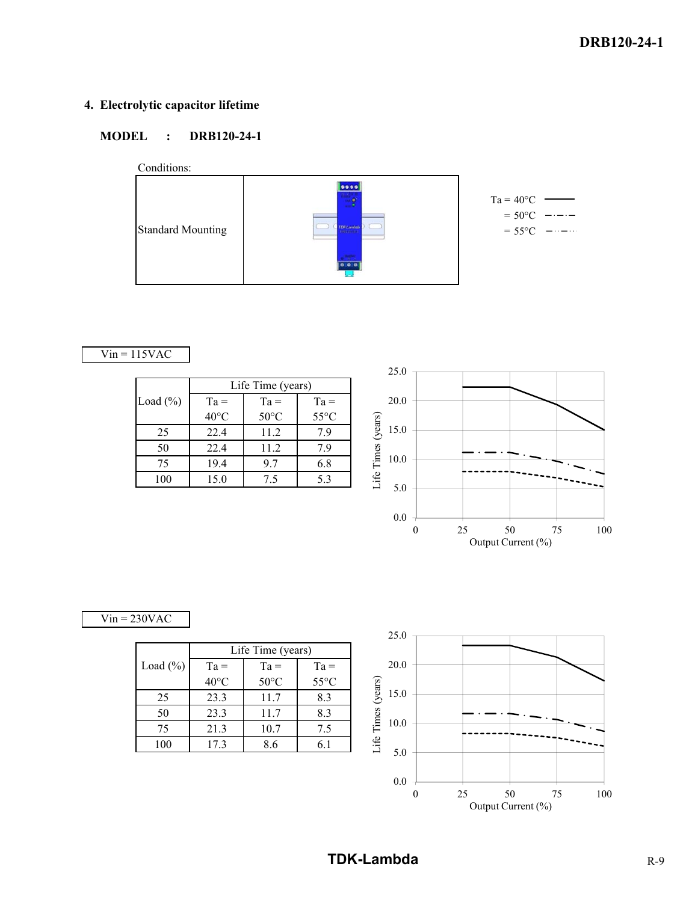## 4. Electrolytic capacitor lifetime

**MODEL : DRB120-24-1**

Conditions:

| | |
|---|---|
| Standard Mounting | |

Ta = 40°C
= 50°C
= 55°C

Vin = 115VAC

| Load (%) | Life Time (years) | | |
|---|---|---|---|
| | Ta = 40°C | Ta = 50°C | Ta = 55°C |
| 25 | 22.4 | 11.2 | 7.9 |
| 50 | 22.4 | 11.2 | 7.9 |
| 75 | 19.4 | 9.7 | 6.8 |
| 100 | 15.0 | 7.5 | 5.3 |

Vin = 230VAC

| Load (%) | Life Time (years) | | |
|---|---|---|---|
| | Ta = 40°C | Ta = 50°C | Ta = 55°C |
| 25 | 23.3 | 11.7 | 8.3 |
| 50 | 23.3 | 11.7 | 8.3 |
| 75 | 21.3 | 10.7 | 7.5 |
| 100 | 17.3 | 8.6 | 6.1 |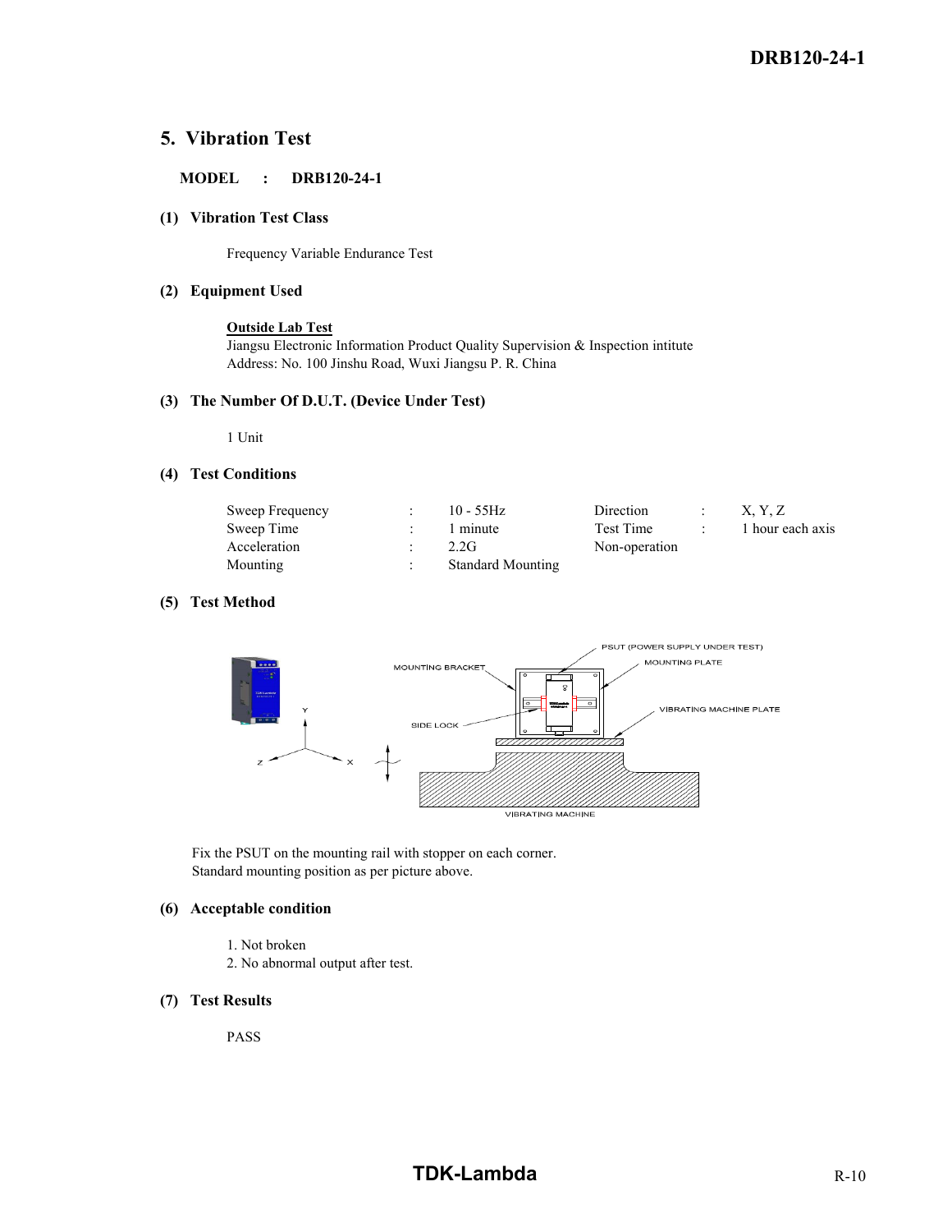## 5. Vibration Test

**MODEL : DRB120-24-1**

### (1) Vibration Test Class

Frequency Variable Endurance Test

### (2) Equipment Used

**Outside Lab Test**
Jiangsu Electronic Information Product Quality Supervision & Inspection intitute
Address: No. 100 Jinshu Road, Wuxi Jiangsu P. R. China

### (3) The Number Of D.U.T. (Device Under Test)

1 Unit

### (4) Test Conditions

| | | | | | |
|---|---|---|---|---|---|
| Sweep Frequency | : | 10 - 55Hz | Direction | : | X, Y, Z |
| Sweep Time | : | 1 minute | Test Time | : | 1 hour each axis |
| Acceleration | : | 2.2G | Non-operation | | |
| Mounting | : | Standard Mounting | | | |

### (5) Test Method

Fix the PSUT on the mounting rail with stopper on each corner.
Standard mounting position as per picture above.

### (6) Acceptable condition

1. Not broken
2. No abnormal output after test.

### (7) Test Results

PASS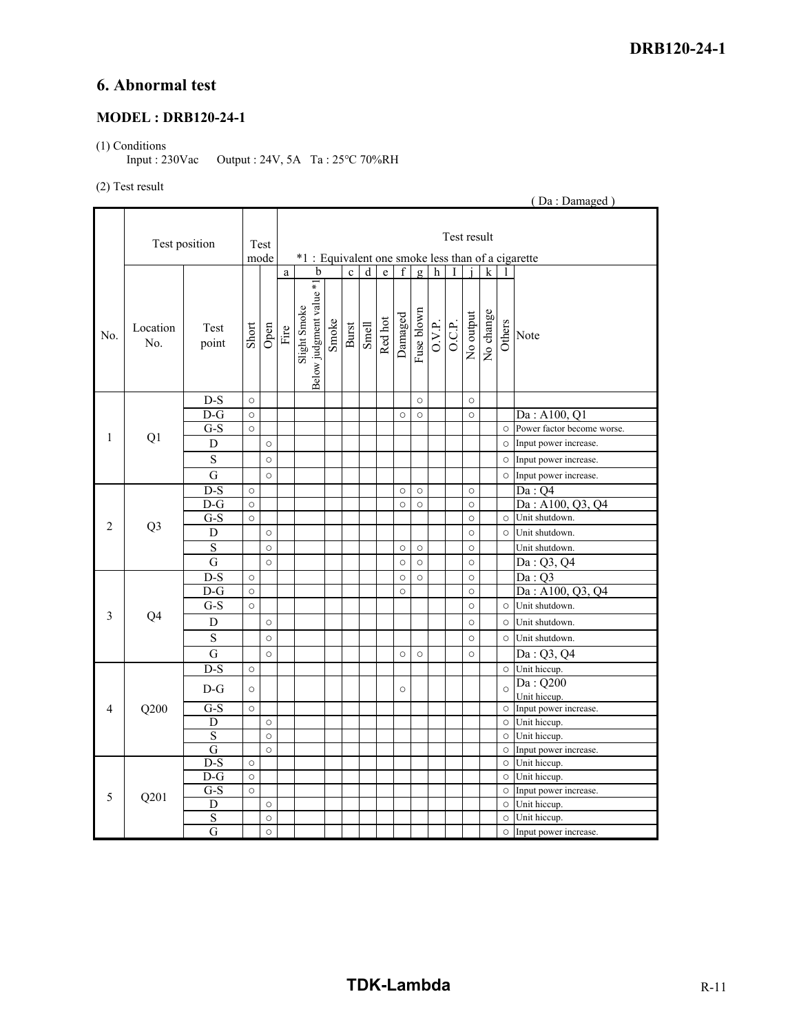# 6. Abnormal test

### MODEL : DRB120-24-1

(1) Conditions

Input : 230Vac     Output : 24V, 5A   Ta : 25°C 70%RH

(2) Test result

( Da : Damaged )

*1 : Equivalent one smoke less than of a cigarette

| No. | Location No. | Test point | Short | Open | a Fire | b Slight Smoke Below judgment value *1 | Smoke | c Burst | d Smell | e Red hot | f Damaged | g Fuse blown | h O.V.P. | I O.C.P. | j No output | k No change | l Others | Note |
|---|---|---|---|---|---|---|---|---|---|---|---|---|---|---|---|---|---|---|
| 1 | Q1 | D-S | ○ | | | | | | | | | ○ | | | ○ | | | |
| | | D-G | ○ | | | | | | | | ○ | ○ | | | ○ | | | Da : A100, Q1 |
| | | G-S | ○ | | | | | | | | | | | | | | ○ | Power factor become worse. |
| | | D | | ○ | | | | | | | | | | | | | ○ | Input power increase. |
| | | S | | ○ | | | | | | | | | | | | | ○ | Input power increase. |
| | | G | | ○ | | | | | | | | | | | | | ○ | Input power increase. |
| 2 | Q3 | D-S | ○ | | | | | | | | ○ | ○ | | | ○ | | | Da : Q4 |
| | | D-G | ○ | | | | | | | | ○ | ○ | | | ○ | | | Da : A100, Q3, Q4 |
| | | G-S | ○ | | | | | | | | | | | | ○ | | ○ | Unit shutdown. |
| | | D | | ○ | | | | | | | | | | | ○ | | ○ | Unit shutdown. |
| | | S | | ○ | | | | | | | ○ | ○ | | | ○ | | | Unit shutdown. |
| | | G | | ○ | | | | | | | ○ | ○ | | | ○ | | | Da : Q3, Q4 |
| 3 | Q4 | D-S | ○ | | | | | | | | ○ | ○ | | | ○ | | | Da : Q3 |
| | | D-G | ○ | | | | | | | | ○ | | | | ○ | | | Da : A100, Q3, Q4 |
| | | G-S | ○ | | | | | | | | | | | | ○ | | ○ | Unit shutdown. |
| | | D | | ○ | | | | | | | | | | | ○ | | ○ | Unit shutdown. |
| | | S | | ○ | | | | | | | | | | | ○ | | ○ | Unit shutdown. |
| | | G | | ○ | | | | | | | ○ | ○ | | | ○ | | | Da : Q3, Q4 |
| 4 | Q200 | D-S | ○ | | | | | | | | | | | | | | ○ | Unit hiccup. |
| | | D-G | ○ | | | | | | | | ○ | | | | | | ○ | Da : Q200 Unit hiccup. |
| | | G-S | ○ | | | | | | | | | | | | | | ○ | Input power increase. |
| | | D | | ○ | | | | | | | | | | | | | ○ | Unit hiccup. |
| | | S | | ○ | | | | | | | | | | | | | ○ | Unit hiccup. |
| | | G | | ○ | | | | | | | | | | | | | ○ | Input power increase. |
| 5 | Q201 | D-S | ○ | | | | | | | | | | | | | | ○ | Unit hiccup. |
| | | D-G | ○ | | | | | | | | | | | | | | ○ | Unit hiccup. |
| | | G-S | ○ | | | | | | | | | | | | | | ○ | Input power increase. |
| | | D | | ○ | | | | | | | | | | | | | ○ | Unit hiccup. |
| | | S | | ○ | | | | | | | | | | | | | ○ | Unit hiccup. |
| | | G | | ○ | | | | | | | | | | | | | ○ | Input power increase. |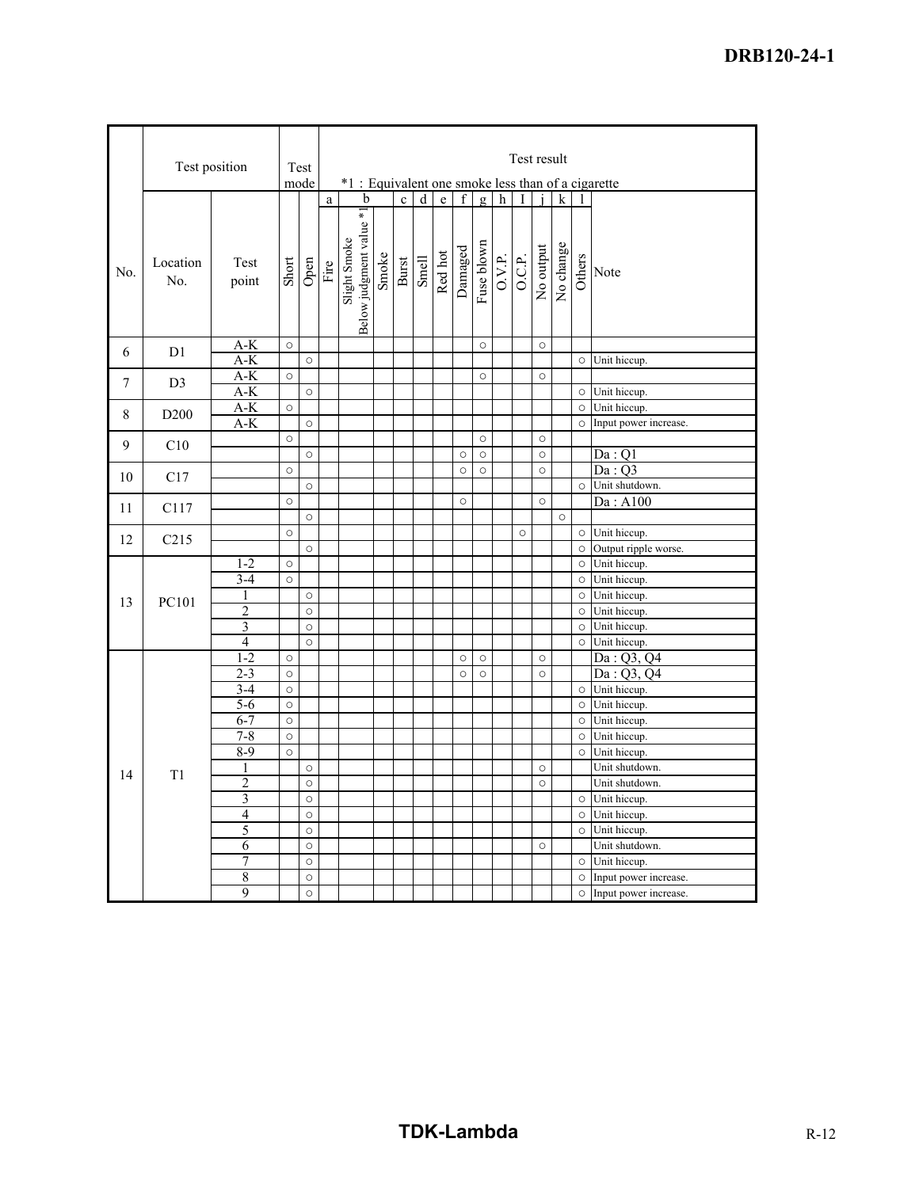| No. | Location No. | Test point | Short | Open | a Fire | b Slight Smoke Below judgment value *1 | Smoke | c Burst | d Smell | e Red hot | f Damaged | g Fuse blown | h O.V.P. | I O.C.P. | j No output | k No change | l Others | Note |
|---|---|---|---|---|---|---|---|---|---|---|---|---|---|---|---|---|---|---|
| | | | | | | *1 : Equivalent one smoke less than of a cigarette | | | | | | | | | | | | |
| 6 | D1 | A-K | ○ | | | | | | | | | ○ | | | ○ | | | |
| | | A-K | | ○ | | | | | | | | | | | | | ○ | Unit hiccup. |
| 7 | D3 | A-K | ○ | | | | | | | | | ○ | | | ○ | | | |
| | | A-K | | ○ | | | | | | | | | | | | | ○ | Unit hiccup. |
| 8 | D200 | A-K | ○ | | | | | | | | | | | | | | ○ | Unit hiccup. |
| | | A-K | | ○ | | | | | | | | | | | | | ○ | Input power increase. |
| 9 | C10 | | ○ | | | | | | | | | ○ | | | ○ | | | |
| | | | | ○ | | | | | | | ○ | ○ | | | ○ | | | Da : Q1 |
| 10 | C17 | | ○ | | | | | | | | ○ | ○ | | | ○ | | | Da : Q3 |
| | | | | ○ | | | | | | | | | | | | | ○ | Unit shutdown. |
| 11 | C117 | | ○ | | | | | | | | ○ | | | | ○ | | | Da : A100 |
| | | | | ○ | | | | | | | | | | | | ○ | | |
| 12 | C215 | | ○ | | | | | | | | | | | ○ | | | ○ | Unit hiccup. |
| | | | | ○ | | | | | | | | | | | | | ○ | Output ripple worse. |
| 13 | PC101 | 1-2 | ○ | | | | | | | | | | | | | | ○ | Unit hiccup. |
| | | 3-4 | ○ | | | | | | | | | | | | | | ○ | Unit hiccup. |
| | | 1 | | ○ | | | | | | | | | | | | | ○ | Unit hiccup. |
| | | 2 | | ○ | | | | | | | | | | | | | ○ | Unit hiccup. |
| | | 3 | | ○ | | | | | | | | | | | | | ○ | Unit hiccup. |
| | | 4 | | ○ | | | | | | | | | | | | | ○ | Unit hiccup. |
| 14 | T1 | 1-2 | ○ | | | | | | | | ○ | ○ | | | ○ | | | Da : Q3, Q4 |
| | | 2-3 | ○ | | | | | | | | ○ | ○ | | | ○ | | | Da : Q3, Q4 |
| | | 3-4 | ○ | | | | | | | | | | | | | | ○ | Unit hiccup. |
| | | 5-6 | ○ | | | | | | | | | | | | | | ○ | Unit hiccup. |
| | | 6-7 | ○ | | | | | | | | | | | | | | ○ | Unit hiccup. |
| | | 7-8 | ○ | | | | | | | | | | | | | | ○ | Unit hiccup. |
| | | 8-9 | ○ | | | | | | | | | | | | | | ○ | Unit hiccup. |
| | | 1 | | ○ | | | | | | | | | | | ○ | | | Unit shutdown. |
| | | 2 | | ○ | | | | | | | | | | | ○ | | | Unit shutdown. |
| | | 3 | | ○ | | | | | | | | | | | | | ○ | Unit hiccup. |
| | | 4 | | ○ | | | | | | | | | | | | | ○ | Unit hiccup. |
| | | 5 | | ○ | | | | | | | | | | | | | ○ | Unit hiccup. |
| | | 6 | | ○ | | | | | | | | | | | ○ | | | Unit shutdown. |
| | | 7 | | ○ | | | | | | | | | | | | | ○ | Unit hiccup. |
| | | 8 | | ○ | | | | | | | | | | | | | ○ | Input power increase. |
| | | 9 | | ○ | | | | | | | | | | | | | ○ | Input power increase. |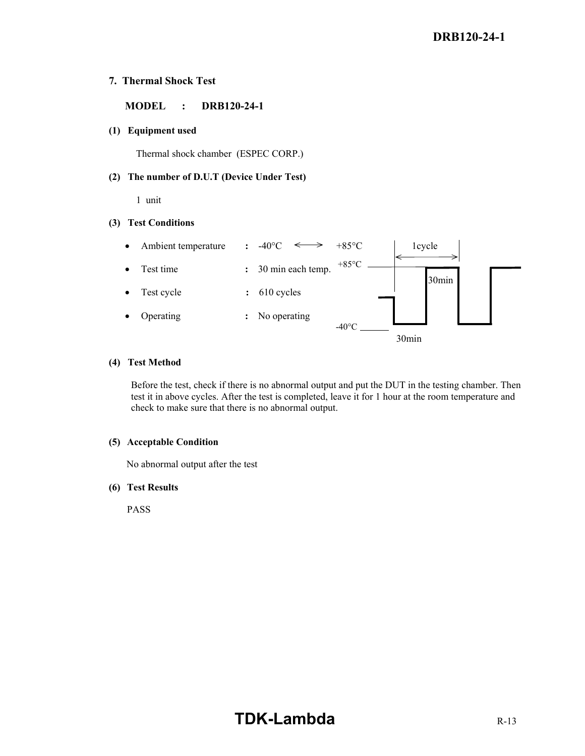## 7. Thermal Shock Test

**MODEL : DRB120-24-1**

**(1) Equipment used**

Thermal shock chamber (ESPEC CORP.)

**(2) The number of D.U.T (Device Under Test)**

1 unit

**(3) Test Conditions**

- Ambient temperature : -40°C ⟷ +85°C
- Test time : 30 min each temp.
- Test cycle : 610 cycles
- Operating : No operating

1cycle
+85°C
30min
-40°C
30min

**(4) Test Method**

Before the test, check if there is no abnormal output and put the DUT in the testing chamber. Then test it in above cycles. After the test is completed, leave it for 1 hour at the room temperature and check to make sure that there is no abnormal output.

**(5) Acceptable Condition**

No abnormal output after the test

**(6) Test Results**

PASS